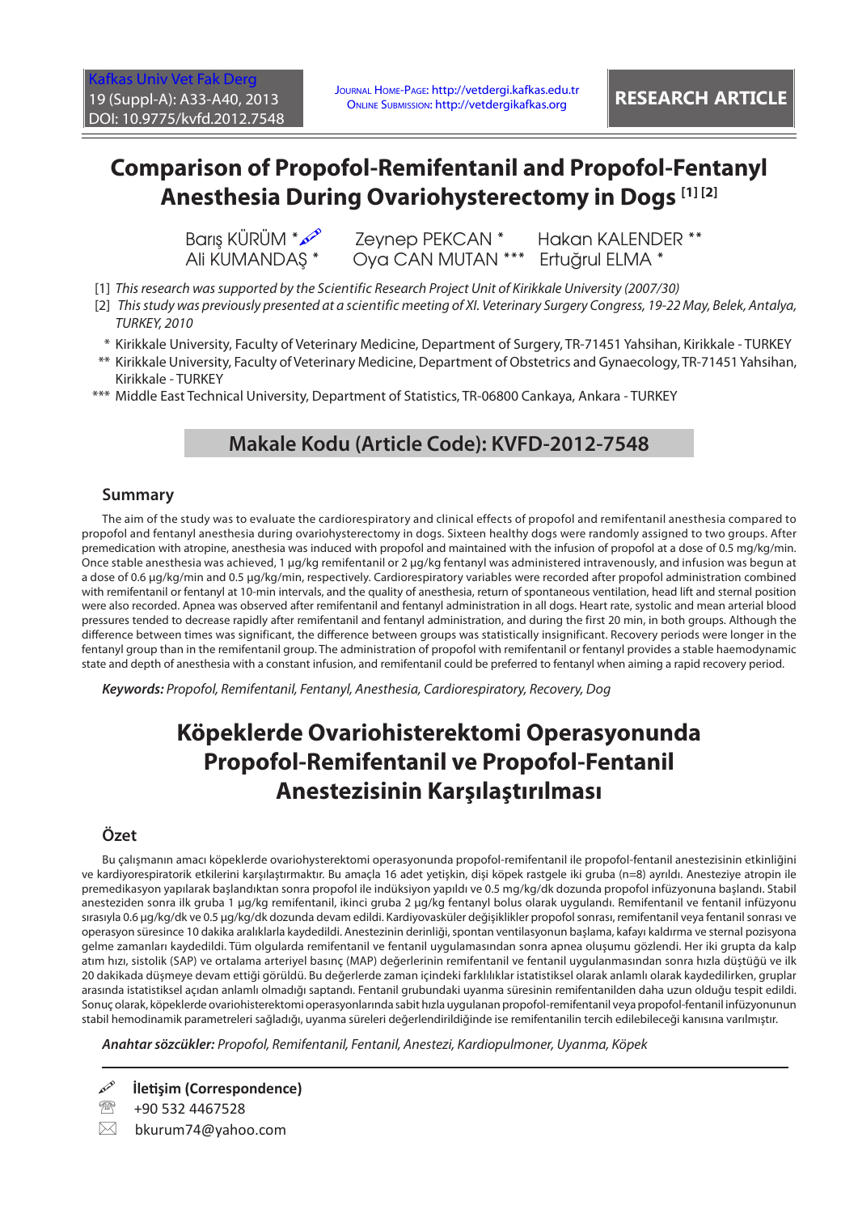RESEARCH ARTICLE

# Comparison of Propofol-Remifentanil and Propofol-Fentanyl Anesthesia During Ovariohysterectomy in Dogs [1] [2]

Barış KÜRÜM * Zeynep PEKCAN * Hakan KALENDER ** Ali KUMANDAŞ * Oya CAN MUTAN *** Ertuğrul ELMA *

[1] *This research was supported by the Scientific Research Project Unit of Kirikkale University (2007/30)*

[2] *This study was previously presented at a scientific meeting of XI. Veterinary Surgery Congress, 19-22 May, Belek, Antalya, TURKEY, 2010*

\* Kirikkale University, Faculty of Veterinary Medicine, Department of Surgery, TR-71451 Yahsihan, Kirikkale - TURKEY

\*\* Kirikkale University, Faculty of Veterinary Medicine, Department of Obstetrics and Gynaecology, TR-71451 Yahsihan, Kirikkale - TURKEY

\*\*\* Middle East Technical University, Department of Statistics, TR-06800 Cankaya, Ankara - TURKEY

**Makale Kodu (Article Code): KVFD-2012-7548**

## Summary

The aim of the study was to evaluate the cardiorespiratory and clinical effects of propofol and remifentanil anesthesia compared to propofol and fentanyl anesthesia during ovariohysterectomy in dogs. Sixteen healthy dogs were randomly assigned to two groups. After premedication with atropine, anesthesia was induced with propofol and maintained with the infusion of propofol at a dose of 0.5 mg/kg/min. Once stable anesthesia was achieved, 1 µg/kg remifentanil or 2 µg/kg fentanyl was administered intravenously, and infusion was begun at a dose of 0.6 µg/kg/min and 0.5 µg/kg/min, respectively. Cardiorespiratory variables were recorded after propofol administration combined with remifentanil or fentanyl at 10-min intervals, and the quality of anesthesia, return of spontaneous ventilation, head lift and sternal position were also recorded. Apnea was observed after remifentanil and fentanyl administration in all dogs. Heart rate, systolic and mean arterial blood pressures tended to decrease rapidly after remifentanil and fentanyl administration, and during the first 20 min, in both groups. Although the difference between times was significant, the difference between groups was statistically insignificant. Recovery periods were longer in the fentanyl group than in the remifentanil group. The administration of propofol with remifentanil or fentanyl provides a stable haemodynamic state and depth of anesthesia with a constant infusion, and remifentanil could be preferred to fentanyl when aiming a rapid recovery period.

***Keywords:*** *Propofol, Remifentanil, Fentanyl, Anesthesia, Cardiorespiratory, Recovery, Dog*

# Köpeklerde Ovariohisterektomi Operasyonunda Propofol-Remifentanil ve Propofol-Fentanil Anestezisinin Karşılaştırılması

## Özet

Bu çalışmanın amacı köpeklerde ovariohysterektomi operasyonunda propofol-remifentanil ile propofol-fentanil anestezisinin etkinliğini ve kardiyorespiratorik etkilerini karşılaştırmaktır. Bu amaçla 16 adet yetişkin, dişi köpek rastgele iki gruba (n=8) ayrıldı. Anesteziye atropin ile premedikasyon yapılarak başlandıktan sonra propofol ile indüksiyon yapıldı ve 0.5 mg/kg/dk dozunda propofol infüzyonuna başlandı. Stabil anesteziden sonra ilk gruba 1 µg/kg remifentanil, ikinci gruba 2 µg/kg fentanyl bolus olarak uygulandı. Remifentanil ve fentanil infüzyonu sırasıyla 0.6 µg/kg/dk ve 0.5 µg/kg/dk dozunda devam edildi. Kardiyovasküler değişiklikler propofol sonrası, remifentanil veya fentanil sonrası ve operasyon süresince 10 dakika aralıklarla kaydedildi. Anestezinin derinliği, spontan ventilasyonun başlama, kafayı kaldırma ve sternal pozisyona gelme zamanları kaydedildi. Tüm olgularda remifentanil ve fentanil uygulamasından sonra apnea oluşumu gözlendi. Her iki grupta da kalp atım hızı, sistolik (SAP) ve ortalama arteriyel basınç (MAP) değerlerinin remifentanil ve fentanil uygulanmasından sonra hızla düştüğü ve ilk 20 dakikada düşmeye devam ettiği görüldü. Bu değerlerde zaman içindeki farklılıklar istatistiksel olarak anlamlı olarak kaydedilirken, gruplar arasında istatistiksel açıdan anlamlı olmadığı saptandı. Fentanil grubundaki uyanma süresinin remifentanilden daha uzun olduğu tespit edildi. Sonuç olarak, köpeklerde ovariohisterektomi operasyonlarında sabit hızla uygulanan propofol-remifentanil veya propofol-fentanil infüzyonunun stabil hemodinamik parametreleri sağladığı, uyanma süreleri değerlendirildiğinde ise remifentanilin tercih edilebileceği kanısına varılmıştır.

***Anahtar sözcükler:*** *Propofol, Remifentanil, Fentanil, Anestezi, Kardiopulmoner, Uyanma, Köpek*

**İletişim (Correspondence)**

+90 532 4467528

bkurum74@yahoo.com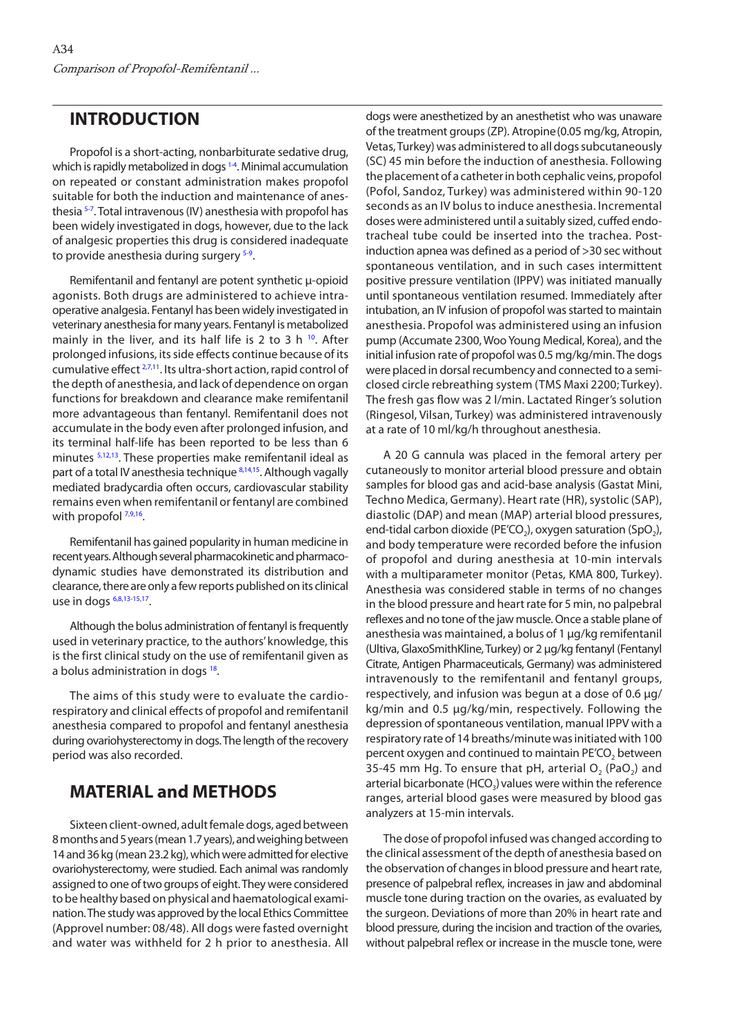## INTRODUCTION

Propofol is a short-acting, nonbarbiturate sedative drug, which is rapidly metabolized in dogs [1-4]. Minimal accumulation on repeated or constant administration makes propofol suitable for both the induction and maintenance of anesthesia [5-7]. Total intravenous (IV) anesthesia with propofol has been widely investigated in dogs, however, due to the lack of analgesic properties this drug is considered inadequate to provide anesthesia during surgery [5-9].

Remifentanil and fentanyl are potent synthetic μ-opioid agonists. Both drugs are administered to achieve intraoperative analgesia. Fentanyl has been widely investigated in veterinary anesthesia for many years. Fentanyl is metabolized mainly in the liver, and its half life is 2 to 3 h [10]. After prolonged infusions, its side effects continue because of its cumulative effect [2,7,11]. Its ultra-short action, rapid control of the depth of anesthesia, and lack of dependence on organ functions for breakdown and clearance make remifentanil more advantageous than fentanyl. Remifentanil does not accumulate in the body even after prolonged infusion, and its terminal half-life has been reported to be less than 6 minutes [5,12,13]. These properties make remifentanil ideal as part of a total IV anesthesia technique [8,14,15]. Although vagally mediated bradycardia often occurs, cardiovascular stability remains even when remifentanil or fentanyl are combined with propofol [7,9,16].

Remifentanil has gained popularity in human medicine in recent years. Although several pharmacokinetic and pharmacodynamic studies have demonstrated its distribution and clearance, there are only a few reports published on its clinical use in dogs [6,8,13-15,17].

Although the bolus administration of fentanyl is frequently used in veterinary practice, to the authors' knowledge, this is the first clinical study on the use of remifentanil given as a bolus administration in dogs [18].

The aims of this study were to evaluate the cardiorespiratory and clinical effects of propofol and remifentanil anesthesia compared to propofol and fentanyl anesthesia during ovariohysterectomy in dogs. The length of the recovery period was also recorded.

## MATERIAL and METHODS

Sixteen client-owned, adult female dogs, aged between 8 months and 5 years (mean 1.7 years), and weighing between 14 and 36 kg (mean 23.2 kg), which were admitted for elective ovariohysterectomy, were studied. Each animal was randomly assigned to one of two groups of eight. They were considered to be healthy based on physical and haematological examination. The study was approved by the local Ethics Committee (Approvel number: 08/48). All dogs were fasted overnight and water was withheld for 2 h prior to anesthesia. All dogs were anesthetized by an anesthetist who was unaware of the treatment groups (ZP). Atropine (0.05 mg/kg, Atropin, Vetas, Turkey) was administered to all dogs subcutaneously (SC) 45 min before the induction of anesthesia. Following the placement of a catheter in both cephalic veins, propofol (Pofol, Sandoz, Turkey) was administered within 90-120 seconds as an IV bolus to induce anesthesia. Incremental doses were administered until a suitably sized, cuffed endotracheal tube could be inserted into the trachea. Post-induction apnea was defined as a period of >30 sec without spontaneous ventilation, and in such cases intermittent positive pressure ventilation (IPPV) was initiated manually until spontaneous ventilation resumed. Immediately after intubation, an IV infusion of propofol was started to maintain anesthesia. Propofol was administered using an infusion pump (Accumate 2300, Woo Young Medical, Korea), and the initial infusion rate of propofol was 0.5 mg/kg/min. The dogs were placed in dorsal recumbency and connected to a semi-closed circle rebreathing system (TMS Maxi 2200; Turkey). The fresh gas flow was 2 l/min. Lactated Ringer's solution (Ringesol, Vilsan, Turkey) was administered intravenously at a rate of 10 ml/kg/h throughout anesthesia.

A 20 G cannula was placed in the femoral artery percutaneously to monitor arterial blood pressure and obtain samples for blood gas and acid-base analysis (Gastat Mini, Techno Medica, Germany). Heart rate (HR), systolic (SAP), diastolic (DAP) and mean (MAP) arterial blood pressures, end-tidal carbon dioxide (PE'$CO_2$), oxygen saturation ($SpO_2$), and body temperature were recorded before the induction of propofol and during anesthesia at 10-min intervals with a multiparameter monitor (Petas, KMA 800, Turkey). Anesthesia was considered stable in terms of no changes in the blood pressure and heart rate for 5 min, no palpebral reflexes and no tone of the jaw muscle. Once a stable plane of anesthesia was maintained, a bolus of 1 μg/kg remifentanil (Ultiva, GlaxoSmithKline, Turkey) or 2 μg/kg fentanyl (Fentanyl Citrate, Antigen Pharmaceuticals, Germany) was administered intravenously to the remifentanil and fentanyl groups, respectively, and infusion was begun at a dose of 0.6 μg/kg/min and 0.5 μg/kg/min, respectively. Following the depression of spontaneous ventilation, manual IPPV with a respiratory rate of 14 breaths/minute was initiated with 100 percent oxygen and continued to maintain PE'$CO_2$ between 35-45 mm Hg. To ensure that pH, arterial $O_2$ ($PaO_2$) and arterial bicarbonate ($HCO_3$) values were within the reference ranges, arterial blood gases were measured by blood gas analyzers at 15-min intervals.

The dose of propofol infused was changed according to the clinical assessment of the depth of anesthesia based on the observation of changes in blood pressure and heart rate, presence of palpebral reflex, increases in jaw and abdominal muscle tone during traction on the ovaries, as evaluated by the surgeon. Deviations of more than 20% in heart rate and blood pressure, during the incision and traction of the ovaries, without palpebral reflex or increase in the muscle tone, were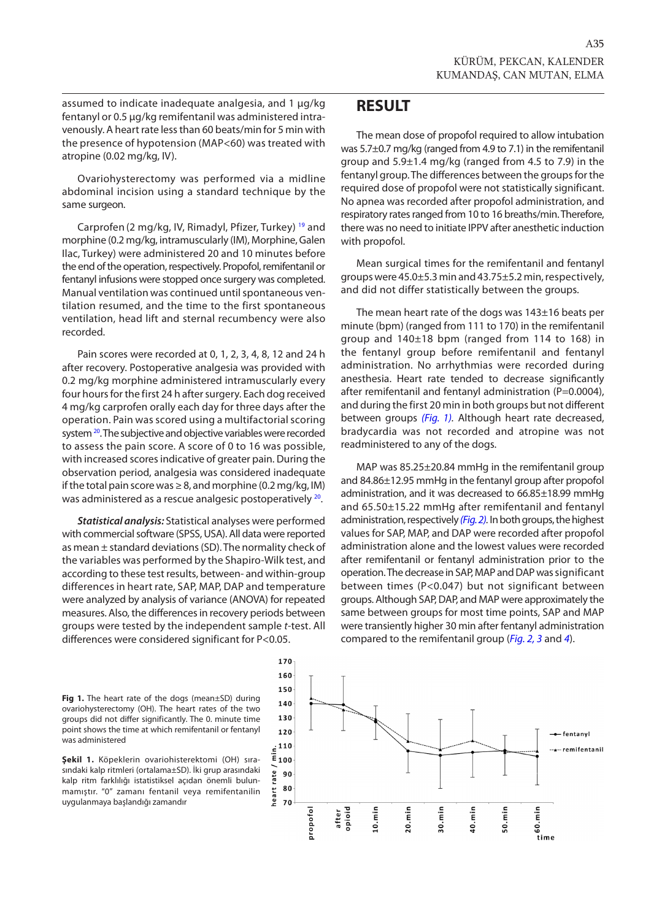assumed to indicate inadequate analgesia, and 1 µg/kg fentanyl or 0.5 µg/kg remifentanil was administered intravenously. A heart rate less than 60 beats/min for 5 min with the presence of hypotension (MAP<60) was treated with atropine (0.02 mg/kg, IV).

Ovariohysterectomy was performed via a midline abdominal incision using a standard technique by the same surgeon.

Carprofen (2 mg/kg, IV, Rimadyl, Pfizer, Turkey) [19] and morphine (0.2 mg/kg, intramuscularly (IM), Morphine, Galen Ilac, Turkey) were administered 20 and 10 minutes before the end of the operation, respectively. Propofol, remifentanil or fentanyl infusions were stopped once surgery was completed. Manual ventilation was continued until spontaneous ventilation resumed, and the time to the first spontaneous ventilation, head lift and sternal recumbency were also recorded.

Pain scores were recorded at 0, 1, 2, 3, 4, 8, 12 and 24 h after recovery. Postoperative analgesia was provided with 0.2 mg/kg morphine administered intramuscularly every four hours for the first 24 h after surgery. Each dog received 4 mg/kg carprofen orally each day for three days after the operation. Pain was scored using a multifactorial scoring system [20]. The subjective and objective variables were recorded to assess the pain score. A score of 0 to 16 was possible, with increased scores indicative of greater pain. During the observation period, analgesia was considered inadequate if the total pain score was ≥ 8, and morphine (0.2 mg/kg, IM) was administered as a rescue analgesic postoperatively [20].

***Statistical analysis:*** Statistical analyses were performed with commercial software (SPSS, USA). All data were reported as mean ± standard deviations (SD). The normality check of the variables was performed by the Shapiro-Wilk test, and according to these test results, between- and within-group differences in heart rate, SAP, MAP, DAP and temperature were analyzed by analysis of variance (ANOVA) for repeated measures. Also, the differences in recovery periods between groups were tested by the independent sample *t*-test. All differences were considered significant for P<0.05.

## RESULT

The mean dose of propofol required to allow intubation was 5.7±0.7 mg/kg (ranged from 4.9 to 7.1) in the remifentanil group and 5.9±1.4 mg/kg (ranged from 4.5 to 7.9) in the fentanyl group. The differences between the groups for the required dose of propofol were not statistically significant. No apnea was recorded after propofol administration, and respiratory rates ranged from 10 to 16 breaths/min. Therefore, there was no need to initiate IPPV after anesthetic induction with propofol.

Mean surgical times for the remifentanil and fentanyl groups were 45.0±5.3 min and 43.75±5.2 min, respectively, and did not differ statistically between the groups.

The mean heart rate of the dogs was 143±16 beats per minute (bpm) (ranged from 111 to 170) in the remifentanil group and 140±18 bpm (ranged from 114 to 168) in the fentanyl group before remifentanil and fentanyl administration. No arrhythmias were recorded during anesthesia. Heart rate tended to decrease significantly after remifentanil and fentanyl administration (P=0.0004), and during the first 20 min in both groups but not different between groups *(Fig. 1)*. Although heart rate decreased, bradycardia was not recorded and atropine was not readministered to any of the dogs.

MAP was 85.25±20.84 mmHg in the remifentanil group and 84.86±12.95 mmHg in the fentanyl group after propofol administration, and it was decreased to 66.85±18.99 mmHg and 65.50±15.22 mmHg after remifentanil and fentanyl administration, respectively *(Fig. 2)*. In both groups, the highest values for SAP, MAP, and DAP were recorded after propofol administration alone and the lowest values were recorded after remifentanil or fentanyl administration prior to the operation. The decrease in SAP, MAP and DAP was significant between times (P<0.047) but not significant between groups. Although SAP, DAP, and MAP were approximately the same between groups for most time points, SAP and MAP were transiently higher 30 min after fentanyl administration compared to the remifentanil group (*Fig. 2, 3* and *4*).

**Fig 1.** The heart rate of the dogs (mean±SD) during ovariohysterectomy (OH). The heart rates of the two groups did not differ significantly. The 0. minute time point shows the time at which remifentanil or fentanyl was administered

**Şekil 1.** Köpeklerin ovariohisterektomi (OH) sırasındaki kalp ritmleri (ortalama±SD). İki grup arasındaki kalp ritm farklılığı istatistiksel açıdan önemli bulunmamıştır. "0" zamanı fentanil veya remifentanilin uygulanmaya başlandığı zamandır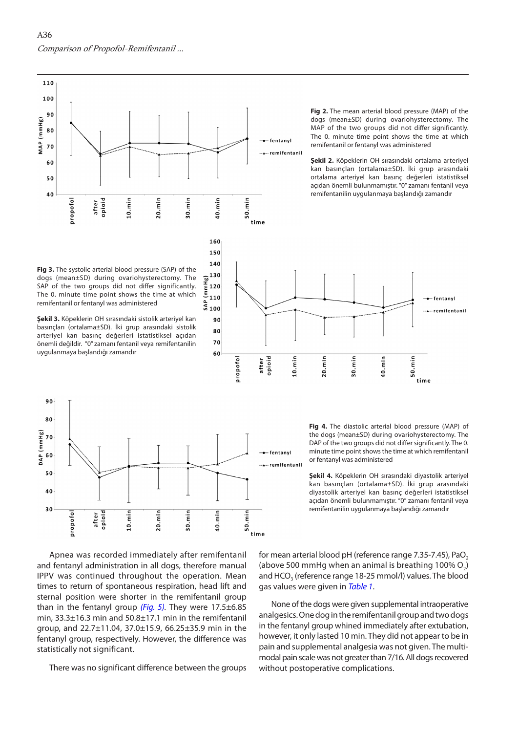**Fig 2.** The mean arterial blood pressure (MAP) of the dogs (mean±SD) during ovariohysterectomy. The MAP of the two groups did not differ significantly. The 0. minute time point shows the time at which remifentanil or fentanyl was administered

**Şekil 2.** Köpeklerin OH sırasındaki ortalama arteriyel kan basınçları (ortalama±SD). İki grup arasındaki ortalama arteriyel kan basınç değerleri istatistiksel açıdan önemli bulunmamıştır. "0" zamanı fentanil veya remifentanilin uygulanmaya başlandığı zamandır

**Fig 3.** The systolic arterial blood pressure (SAP) of the dogs (mean±SD) during ovariohysterectomy. The SAP of the two groups did not differ significantly. The 0. minute time point shows the time at which remifentanil or fentanyl was administered

**Şekil 3.** Köpeklerin OH sırasındaki sistolik arteriyel kan basınçları (ortalama±SD). İki grup arasındaki sistolik arteriyel kan basınç değerleri istatistiksel açıdan önemli değildir. "0" zamanı fentanil veya remifentanilin uygulanmaya başlandığı zamandır

**Fig 4.** The diastolic arterial blood pressure (MAP) of the dogs (mean±SD) during ovariohysterectomy. The DAP of the two groups did not differ significantly. The 0. minute time point shows the time at which remifentanil or fentanyl was administered

**Şekil 4.** Köpeklerin OH sırasındaki diyastolik arteriyel kan basınçları (ortalama±SD). İki grup arasındaki diyastolik arteriyel kan basınç değerleri istatistiksel açıdan önemli bulunmamıştır. "0" zamanı fentanil veya remifentanilin uygulanmaya başlandığı zamandır

Apnea was recorded immediately after remifentanil and fentanyl administration in all dogs, therefore manual IPPV was continued throughout the operation. Mean times to return of spontaneous respiration, head lift and sternal position were shorter in the remifentanil group than in the fentanyl group *(Fig. 5)*. They were 17.5±6.85 min, 33.3±16.3 min and 50.8±17.1 min in the remifentanil group, and 22.7±11.04, 37.0±15.9, 66.25±35.9 min in the fentanyl group, respectively. However, the difference was statistically not significant.

There was no significant difference between the groups for mean arterial blood pH (reference range 7.35-7.45), $PaO_2$ (above 500 mmHg when an animal is breathing 100% $O_2$) and $HCO_3$ (reference range 18-25 mmol/l) values. The blood gas values were given in *Table 1*.

None of the dogs were given supplemental intraoperative analgesics. One dog in the remifentanil group and two dogs in the fentanyl group whined immediately after extubation, however, it only lasted 10 min. They did not appear to be in pain and supplemental analgesia was not given. The multimodal pain scale was not greater than 7/16. All dogs recovered without postoperative complications.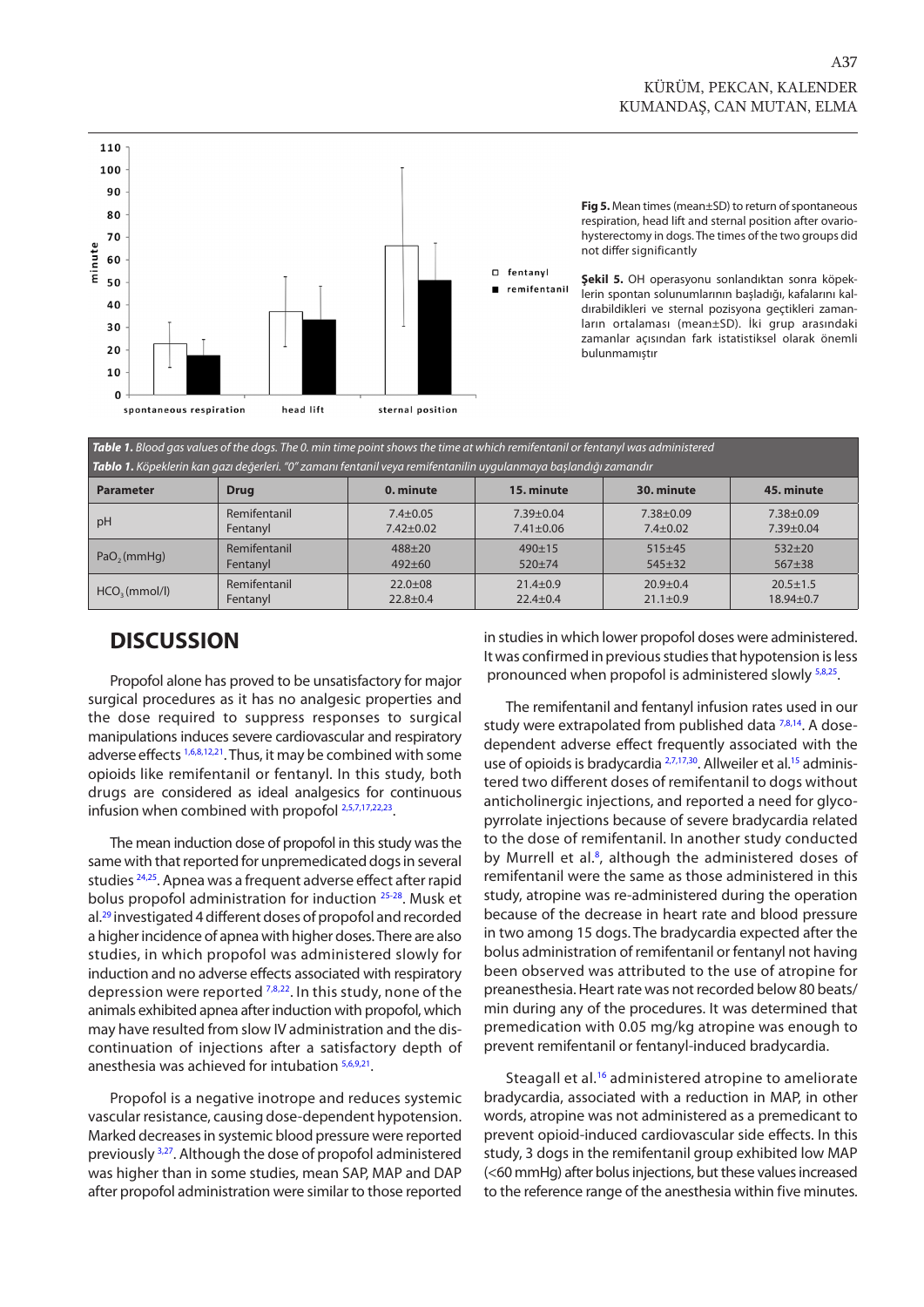**Fig 5.** Mean times (mean±SD) to return of spontaneous respiration, head lift and sternal position after ovariohysterectomy in dogs. The times of the two groups did not differ significantly

**Şekil 5.** OH operasyonu sonlandıktan sonra köpeklerin spontan solunumlarının başladığı, kafalarını kaldırabildikleri ve sternal pozisyona geçtikleri zamanların ortalaması (mean±SD). İki grup arasındaki zamanlar açısından fark istatistiksel olarak önemli bulunmamıştır

***Table 1.** Blood gas values of the dogs. The 0. min time point shows the time at which remifentanil or fentanyl was administered*

***Tablo 1.** Köpeklerin kan gazı değerleri. "0" zamanı fentanil veya remifentanilin uygulanmaya başlandığı zamandır*

| Parameter | Drug | 0. minute | 15. minute | 30. minute | 45. minute |
|---|---|---|---|---|---|
| pH | Remifentanil<br>Fentanyl | 7.4±0.05<br>7.42±0.02 | 7.39±0.04<br>7.41±0.06 | 7.38±0.09<br>7.4±0.02 | 7.38±0.09<br>7.39±0.04 |
| $PaO_2$ (mmHg) | Remifentanil<br>Fentanyl | 488±20<br>492±60 | 490±15<br>520±74 | 515±45<br>545±32 | 532±20<br>567±38 |
| $HCO_3$ (mmol/l) | Remifentanil<br>Fentanyl | 22.0±08<br>22.8±0.4 | 21.4±0.9<br>22.4±0.4 | 20.9±0.4<br>21.1±0.9 | 20.5±1.5<br>18.94±0.7 |

## DISCUSSION

Propofol alone has proved to be unsatisfactory for major surgical procedures as it has no analgesic properties and the dose required to suppress responses to surgical manipulations induces severe cardiovascular and respiratory adverse effects [1,6,8,12,21]. Thus, it may be combined with some opioids like remifentanil or fentanyl. In this study, both drugs are considered as ideal analgesics for continuous infusion when combined with propofol [2,5,7,17,22,23].

The mean induction dose of propofol in this study was the same with that reported for unpremedicated dogs in several studies [24,25]. Apnea was a frequent adverse effect after rapid bolus propofol administration for induction [25-28]. Musk et al.[29] investigated 4 different doses of propofol and recorded a higher incidence of apnea with higher doses. There are also studies, in which propofol was administered slowly for induction and no adverse effects associated with respiratory depression were reported [7,8,22]. In this study, none of the animals exhibited apnea after induction with propofol, which may have resulted from slow IV administration and the discontinuation of injections after a satisfactory depth of anesthesia was achieved for intubation [5,6,9,21].

Propofol is a negative inotrope and reduces systemic vascular resistance, causing dose-dependent hypotension. Marked decreases in systemic blood pressure were reported previously [3,27]. Although the dose of propofol administered was higher than in some studies, mean SAP, MAP and DAP after propofol administration were similar to those reported in studies in which lower propofol doses were administered. It was confirmed in previous studies that hypotension is less pronounced when propofol is administered slowly [5,8,25].

The remifentanil and fentanyl infusion rates used in our study were extrapolated from published data [7,8,14]. A dose-dependent adverse effect frequently associated with the use of opioids is bradycardia [2,7,17,30]. Allweiler et al.[15] administered two different doses of remifentanil to dogs without anticholinergic injections, and reported a need for glycopyrrolate injections because of severe bradycardia related to the dose of remifentanil. In another study conducted by Murrell et al.[8], although the administered doses of remifentanil were the same as those administered in this study, atropine was re-administered during the operation because of the decrease in heart rate and blood pressure in two among 15 dogs. The bradycardia expected after the bolus administration of remifentanil or fentanyl not having been observed was attributed to the use of atropine for preanesthesia. Heart rate was not recorded below 80 beats/min during any of the procedures. It was determined that premedication with 0.05 mg/kg atropine was enough to prevent remifentanil or fentanyl-induced bradycardia.

Steagall et al.[16] administered atropine to ameliorate bradycardia, associated with a reduction in MAP, in other words, atropine was not administered as a premedicant to prevent opioid-induced cardiovascular side effects. In this study, 3 dogs in the remifentanil group exhibited low MAP (<60 mmHg) after bolus injections, but these values increased to the reference range of the anesthesia within five minutes.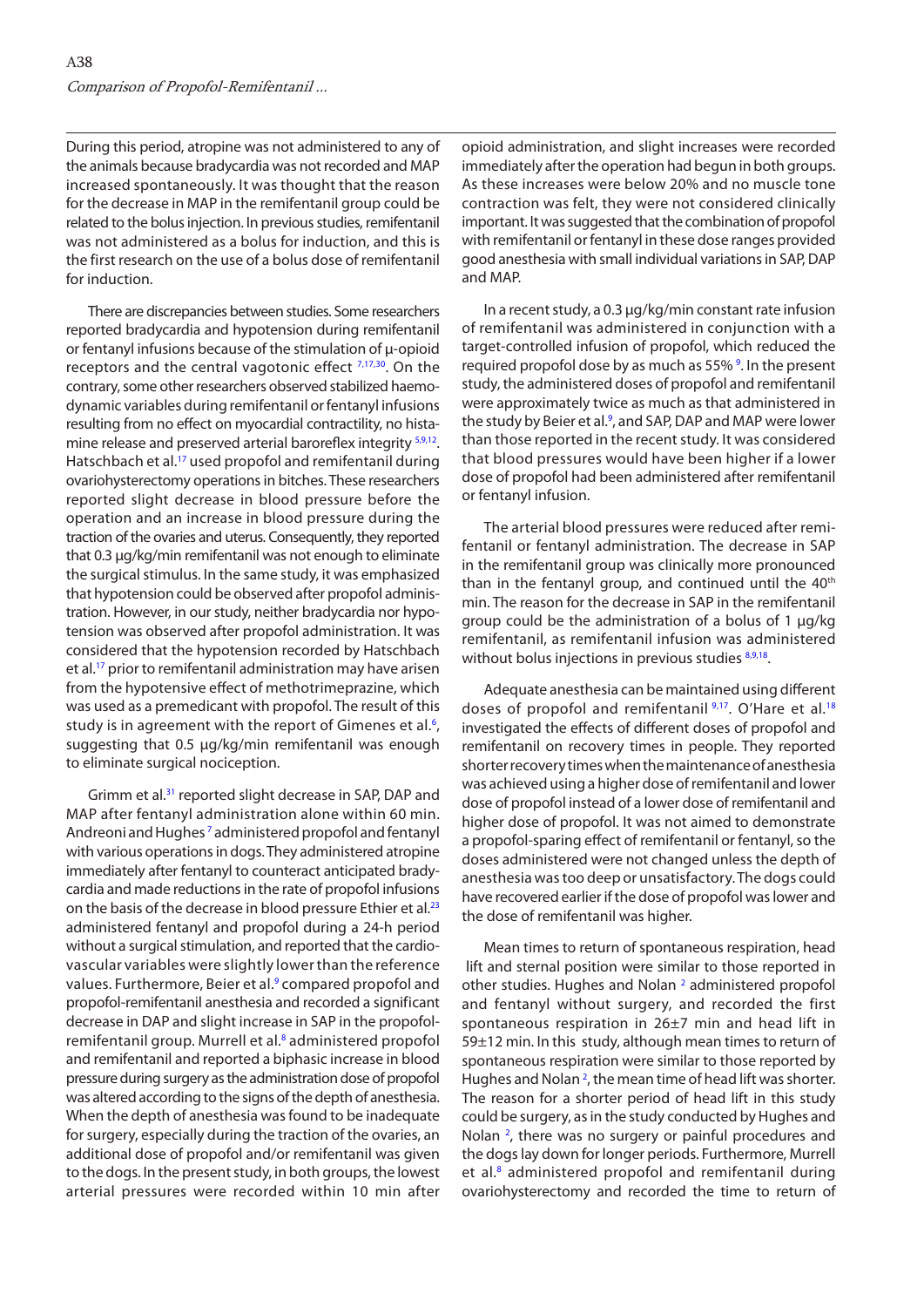During this period, atropine was not administered to any of the animals because bradycardia was not recorded and MAP increased spontaneously. It was thought that the reason for the decrease in MAP in the remifentanil group could be related to the bolus injection. In previous studies, remifentanil was not administered as a bolus for induction, and this is the first research on the use of a bolus dose of remifentanil for induction.

There are discrepancies between studies. Some researchers reported bradycardia and hypotension during remifentanil or fentanyl infusions because of the stimulation of μ-opioid receptors and the central vagotonic effect [7,17,30]. On the contrary, some other researchers observed stabilized haemodynamic variables during remifentanil or fentanyl infusions resulting from no effect on myocardial contractility, no histamine release and preserved arterial baroreflex integrity [5,9,12]. Hatschbach et al.[17] used propofol and remifentanil during ovariohysterectomy operations in bitches. These researchers reported slight decrease in blood pressure before the operation and an increase in blood pressure during the traction of the ovaries and uterus. Consequently, they reported that 0.3 μg/kg/min remifentanil was not enough to eliminate the surgical stimulus. In the same study, it was emphasized that hypotension could be observed after propofol administration. However, in our study, neither bradycardia nor hypotension was observed after propofol administration. It was considered that the hypotension recorded by Hatschbach et al.[17] prior to remifentanil administration may have arisen from the hypotensive effect of methotrimeprazine, which was used as a premedicant with propofol. The result of this study is in agreement with the report of Gimenes et al.[6], suggesting that 0.5 μg/kg/min remifentanil was enough to eliminate surgical nociception.

Grimm et al.[31] reported slight decrease in SAP, DAP and MAP after fentanyl administration alone within 60 min. Andreoni and Hughes[7] administered propofol and fentanyl with various operations in dogs. They administered atropine immediately after fentanyl to counteract anticipated bradycardia and made reductions in the rate of propofol infusions on the basis of the decrease in blood pressure Ethier et al.[23] administered fentanyl and propofol during a 24-h period without a surgical stimulation, and reported that the cardiovascular variables were slightly lower than the reference values. Furthermore, Beier et al.[9] compared propofol and propofol-remifentanil anesthesia and recorded a significant decrease in DAP and slight increase in SAP in the propofol-remifentanil group. Murrell et al.[8] administered propofol and remifentanil and reported a biphasic increase in blood pressure during surgery as the administration dose of propofol was altered according to the signs of the depth of anesthesia. When the depth of anesthesia was found to be inadequate for surgery, especially during the traction of the ovaries, an additional dose of propofol and/or remifentanil was given to the dogs. In the present study, in both groups, the lowest arterial pressures were recorded within 10 min after opioid administration, and slight increases were recorded immediately after the operation had begun in both groups. As these increases were below 20% and no muscle tone contraction was felt, they were not considered clinically important. It was suggested that the combination of propofol with remifentanil or fentanyl in these dose ranges provided good anesthesia with small individual variations in SAP, DAP and MAP.

In a recent study, a 0.3 μg/kg/min constant rate infusion of remifentanil was administered in conjunction with a target-controlled infusion of propofol, which reduced the required propofol dose by as much as 55% [9]. In the present study, the administered doses of propofol and remifentanil were approximately twice as much as that administered in the study by Beier et al.[9], and SAP, DAP and MAP were lower than those reported in the recent study. It was considered that blood pressures would have been higher if a lower dose of propofol had been administered after remifentanil or fentanyl infusion.

The arterial blood pressures were reduced after remifentanil or fentanyl administration. The decrease in SAP in the remifentanil group was clinically more pronounced than in the fentanyl group, and continued until the 40th min. The reason for the decrease in SAP in the remifentanil group could be the administration of a bolus of 1 μg/kg remifentanil, as remifentanil infusion was administered without bolus injections in previous studies [8,9,18].

Adequate anesthesia can be maintained using different doses of propofol and remifentanil [9,17]. O'Hare et al.[18] investigated the effects of different doses of propofol and remifentanil on recovery times in people. They reported shorter recovery times when the maintenance of anesthesia was achieved using a higher dose of remifentanil and lower dose of propofol instead of a lower dose of remifentanil and higher dose of propofol. It was not aimed to demonstrate a propofol-sparing effect of remifentanil or fentanyl, so the doses administered were not changed unless the depth of anesthesia was too deep or unsatisfactory. The dogs could have recovered earlier if the dose of propofol was lower and the dose of remifentanil was higher.

Mean times to return of spontaneous respiration, head lift and sternal position were similar to those reported in other studies. Hughes and Nolan [2] administered propofol and fentanyl without surgery, and recorded the first spontaneous respiration in 26±7 min and head lift in 59±12 min. In this study, although mean times to return of spontaneous respiration were similar to those reported by Hughes and Nolan [2], the mean time of head lift was shorter. The reason for a shorter period of head lift in this study could be surgery, as in the study conducted by Hughes and Nolan [2], there was no surgery or painful procedures and the dogs lay down for longer periods. Furthermore, Murrell et al.[8] administered propofol and remifentanil during ovariohysterectomy and recorded the time to return of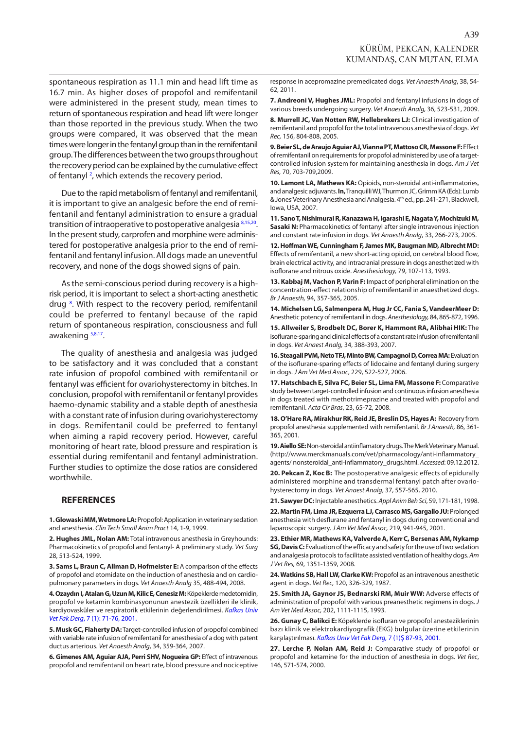spontaneous respiration as 11.1 min and head lift time as 16.7 min. As higher doses of propofol and remifentanil were administered in the present study, mean times to return of spontaneous respiration and head lift were longer than those reported in the previous study. When the two groups were compared, it was observed that the mean times were longer in the fentanyl group than in the remifentanil group. The differences between the two groups throughout the recovery period can be explained by the cumulative effect of fentanyl [2], which extends the recovery period.

Due to the rapid metabolism of fentanyl and remifentanil, it is important to give an analgesic before the end of remifentanil and fentanyl administration to ensure a gradual transition of intraoperative to postoperative analgesia [8,15,20]. In the present study, carprofen and morphine were administered for postoperative analgesia prior to the end of remifentanil and fentanyl infusion. All dogs made an uneventful recovery, and none of the dogs showed signs of pain.

As the semi-conscious period during recovery is a high-risk period, it is important to select a short-acting anesthetic drug [8]. With respect to the recovery period, remifentanil could be preferred to fentanyl because of the rapid return of spontaneous respiration, consciousness and full awakening [5,8,17].

The quality of anesthesia and analgesia was judged to be satisfactory and it was concluded that a constant rate infusion of propofol combined with remifentanil or fentanyl was efficient for ovariohysterectomy in bitches. In conclusion, propofol with remifentanil or fentanyl provides haemo-dynamic stability and a stable depth of anesthesia with a constant rate of infusion during ovariohysterectomy in dogs. Remifentanil could be preferred to fentanyl when aiming a rapid recovery period. However, careful monitoring of heart rate, blood pressure and respiration is essential during remifentanil and fentanyl administration. Further studies to optimize the dose ratios are considered worthwhile.

## REFERENCES

**1. Glowaski MM, Wetmore LA:** Propofol: Application in veterinary sedation and anesthesia. *Clin Tech Small Anim Pract* 14, 1-9, 1999.

**2. Hughes JML, Nolan AM:** Total intravenous anesthesia in Greyhounds: Pharmacokinetics of propofol and fentanyl- A preliminary study. *Vet Surg* 28, 513-524, 1999.

**3. Sams L, Braun C, Allman D, Hofmeister E:** A comparison of the effects of propofol and etomidate on the induction of anesthesia and on cardiopulmonary parameters in dogs. *Vet Anaesth Analg* 35, 488-494, 2008.

**4. Ozaydın I, Atalan G, Uzun M, Kilic E, Cenesiz M:** Köpeklerde medetomidin, propofol ve ketamin kombinasyonunun anestezik özellikleri ile klinik, kardiyovasküler ve respiratorik etkilerinin değerlendirilmesi. *Kafkas Univ Vet Fak Derg*, 7 (1): 71-76, 2001.

**5. Musk GC, Flaherty DA:** Target-controlled infusion of propofol combined with variable rate infusion of remifentanil for anesthesia of a dog with patent ductus arterious. *Vet Anaesth Analg*, 34, 359-364, 2007.

**6. Gimenes AM, Aguiar AJA, Perri SHV, Nogueira GP:** Effect of intravenous propofol and remifentanil on heart rate, blood pressure and nociceptive response in acepromazine premedicated dogs. *Vet Anaesth Analg*, 38, 54-62, 2011.

**7. Andreoni V, Hughes JML:** Propofol and fentanyl infusions in dogs of various breeds undergoing surgery. *Vet Anaesth Analg,* 36, 523-531, 2009.

**8. Murrell JC, Van Notten RW, Hellebrekers LJ:** Clinical investigation of remifentanil and propofol for the total intravenous anesthesia of dogs. *Vet Rec,* 156, 804-808, 2005.

**9. Beier SL, de Araujo Aguiar AJ, Vianna PT, Mattoso CR, Massone F:** Effect of remifentanil on requirements for propofol administered by use of a target-controlled infusion system for maintaining anesthesia in dogs. *Am J Vet Res,* 70, 703-709,2009.

**10. Lamont LA, Mathews KA:** Opioids, non-steroidal anti-inflammatories, and analgesic adjuvants. **In,** Tranquilli WJ, Thurmon JC, Grimm KA (Eds): Lumb & Jones'Veterinary Anesthesia and Analgesia. 4th ed., pp. 241-271, Blackwell, Iowa, USA, 2007.

**11. Sano T, Nishimurai R, Kanazawa H, Igarashi E, Nagata Y, Mochizuki M, Sasaki N:** Pharmacokinetics of fentanyl after single intravenous injection and constant rate infusion in dogs. *Vet Anaesth Analg*, 33, 266-273, 2005.

**12. Hoffman WE, Cunningham F, James MK, Baugman MD, Albrecht MD:** Effects of remifentanil, a new short-acting opioid, on cerebral blood flow, brain electrical activity, and intracranial pressure in dogs anesthetized with isoflurane and nitrous oxide. *Anesthesiology,* 79, 107-113, 1993.

**13. Kabbaj M, Vachon P, Varin F:** Impact of peripheral elimination on the concentration-effect relationship of remifentanil in anaesthetized dogs. *Br J Anaesth,* 94, 357-365, 2005.

**14. Michelsen LG, Salmenpera M, Hug Jr CC, Fania S, VandeerMeer D:** Anesthetic potency of remifentanil in dogs. *Anesthesiology,* 84, 865-872, 1996.

**15. Allweiler S, Brodbelt DC, Borer K, Hammont RA, Alibhai HIK:** The isoflurane-sparing and clinical effects of a constant rate infusion of remifentanil in dogs. *Vet Anaesth Analg,* 34, 388-393, 2007.

**16. Steagall PVM, Neto TFJ, Minto BW, Campagnol D, Correa MA:** Evaluation of the isoflurane-sparing effects of lidocaine and fentanyl during surgery in dogs. *J Am Vet Med Assoc*, 229, 522-527, 2006.

**17. Hatschbach E, Silva FC, Beier SL, Lima FM, Massone F:** Comparative study between target-controlled infusion and continuous infusion anesthesia in dogs treated with methotrimeprazine and treated with propofol and remifentanil. *Acta Cir Bras*, 23, 65-72, 2008.

**18. O'Hare RA, Mirakhur RK, Reid JE, Breslin DS, Hayes A:** Recovery from propofol anesthesia supplemented with remifentanil. *Br J Anaesth,* 86, 361-365, 2001.

**19. Aiello SE:** Non-steroidal antiinflamatory drugs. The Merk Veterinary Manual. (http://www.merckmanuals.com/vet/pharmacology/anti-inflammatory_agents/ nonsteroidal_anti-inflammatory_drugs.html. *Accessed*: 09.12.2012.

**20. Pekcan Z, Koc B:** The postoperative analgesic effects of epidurally administered morphine and transdermal fentanyl patch after ovario-hysterectomy in dogs. *Vet Anaest Analg*, 37, 557-565, 2010.

**21. Sawyer DC:** Injectable anesthetics. *Appl Anim Beh Sci*, 59, 171-181, 1998.

**22. Martin FM, Lima JR, Ezquerra LJ, Carrasco MS, Gargallo JU:** Prolonged anesthesia with desflurane and fentanyl in dogs during conventional and laparoscopic surgery. *J Am Vet Med Assoc,* 219, 941-945, 2001.

**23. Ethier MR, Mathews KA, Valverde A, Kerr C, Bersenas AM, Nykamp SG, Davis C:** Evaluation of the efficacy and safety for the use of two sedation and analgesia protocols to facilitate assisted ventilation of healthy dogs. *Am J Vet Res,* 69, 1351-1359, 2008.

**24. Watkins SB, Hall LW, Clarke KW:** Propofol as an intravenous anesthetic agent in dogs. *Vet Rec,* 120, 326-329, 1987.

**25. Smith JA, Gaynor JS, Bednarski RM, Muir WW:** Adverse effects of administration of propofol with various preanesthetic regimens in dogs. *J Am Vet Med Assoc,* 202, 1111-1115, 1993.

**26. Gunay C, Balikci E:** Köpeklerde isofluran ve propofol anesteziklerinin bazı klinik ve elektrokardiyografik (EKG) bulgular üzerine etkilerinin karşılaştırılması. *Kafkas Univ Vet Fak Derg,* 7 (1)Ş 87-93, 2001.

**27. Lerche P, Nolan AM, Reid J:** Comparative study of propofol or propofol and ketamine for the induction of anesthesia in dogs. *Vet Rec*, 146, 571-574, 2000.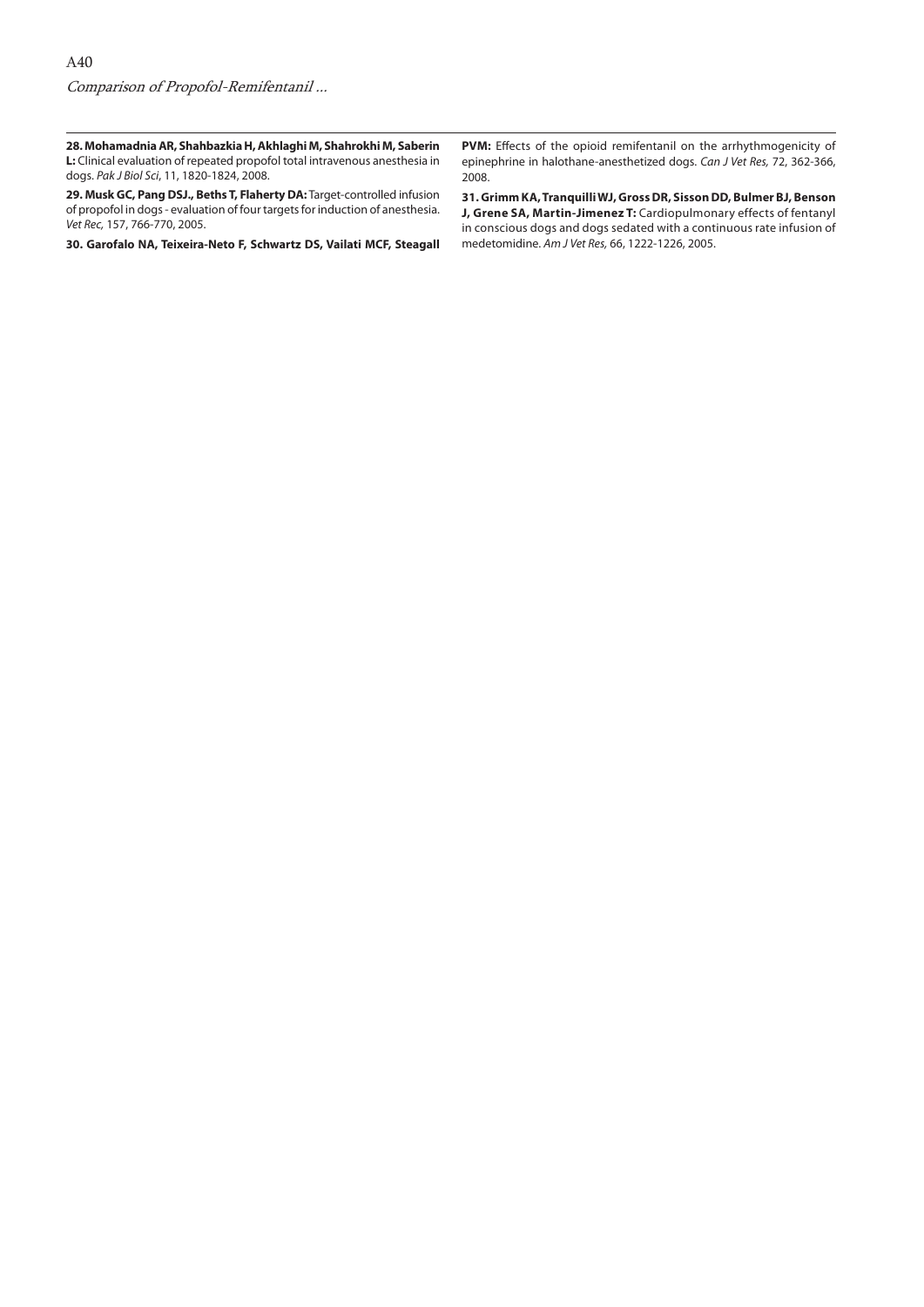**28. Mohamadnia AR, Shahbazkia H, Akhlaghi M, Shahrokhi M, Saberin L:** Clinical evaluation of repeated propofol total intravenous anesthesia in dogs. *Pak J Biol Sci*, 11, 1820-1824, 2008.

**29. Musk GC, Pang DSJ., Beths T, Flaherty DA:** Target-controlled infusion of propofol in dogs - evaluation of four targets for induction of anesthesia. *Vet Rec,* 157, 766-770, 2005.

**30. Garofalo NA, Teixeira-Neto F, Schwartz DS, Vailati MCF, Steagall PVM:** Effects of the opioid remifentanil on the arrhythmogenicity of epinephrine in halothane-anesthetized dogs. *Can J Vet Res,* 72, 362-366, 2008.

**31. Grimm KA, Tranquilli WJ, Gross DR, Sisson DD, Bulmer BJ, Benson J, Grene SA, Martin-Jimenez T:** Cardiopulmonary effects of fentanyl in conscious dogs and dogs sedated with a continuous rate infusion of medetomidine. *Am J Vet Res,* 66, 1222-1226, 2005.